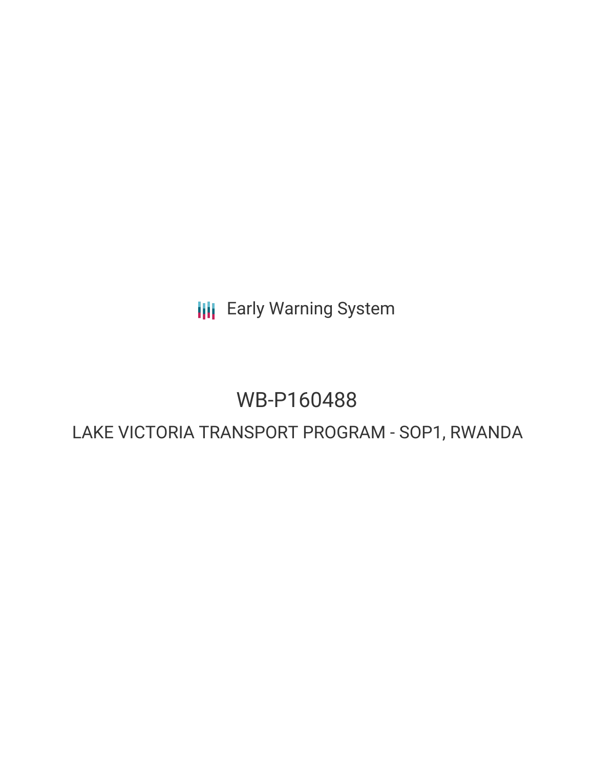Early Warning System

# WB-P160488

## LAKE VICTORIA TRANSPORT PROGRAM - SOP1, RWANDA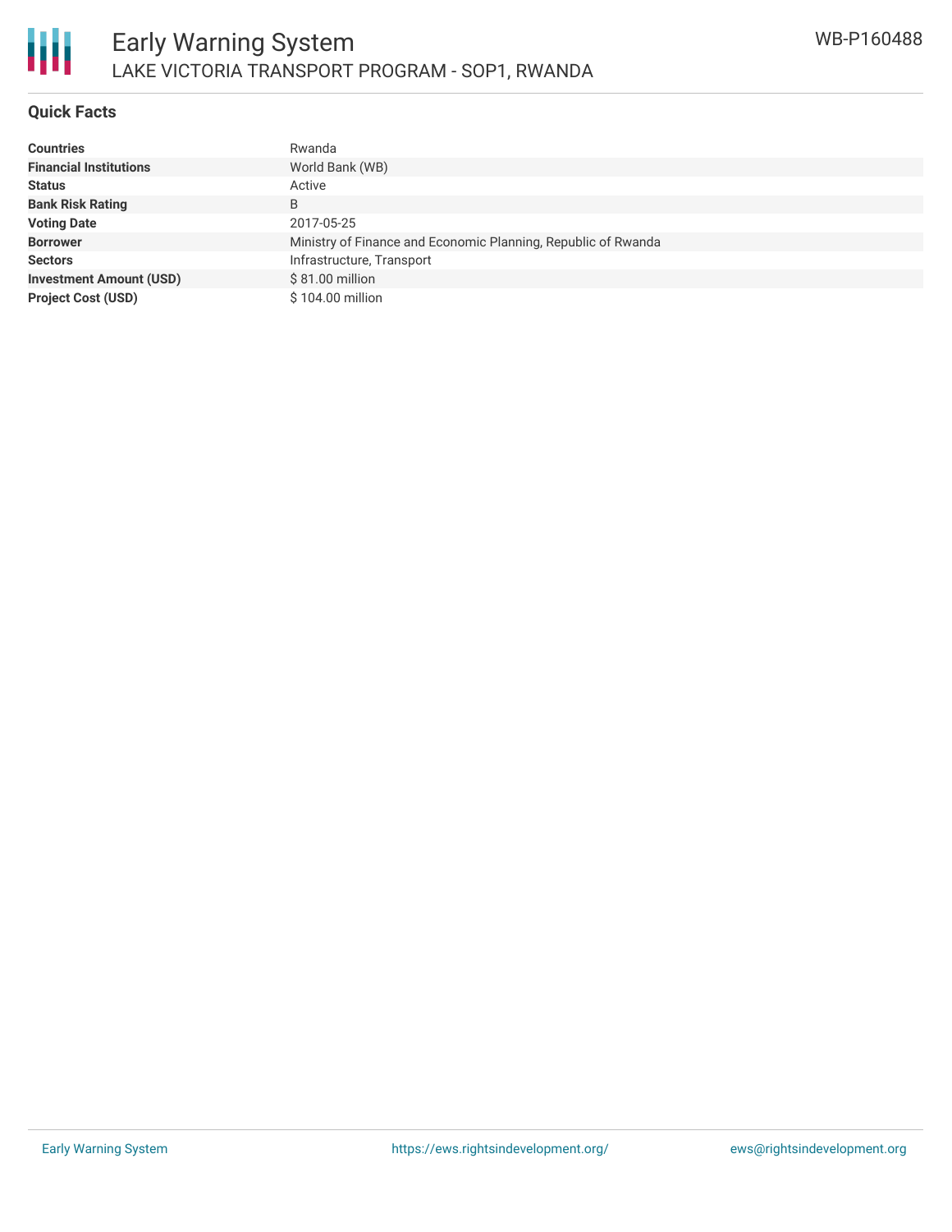## Quick Facts

| | |
|---|---|
| **Countries** | Rwanda |
| **Financial Institutions** | World Bank (WB) |
| **Status** | Active |
| **Bank Risk Rating** | B |
| **Voting Date** | 2017-05-25 |
| **Borrower** | Ministry of Finance and Economic Planning, Republic of Rwanda |
| **Sectors** | Infrastructure, Transport |
| **Investment Amount (USD)** | $ 81.00 million |
| **Project Cost (USD)** | $ 104.00 million |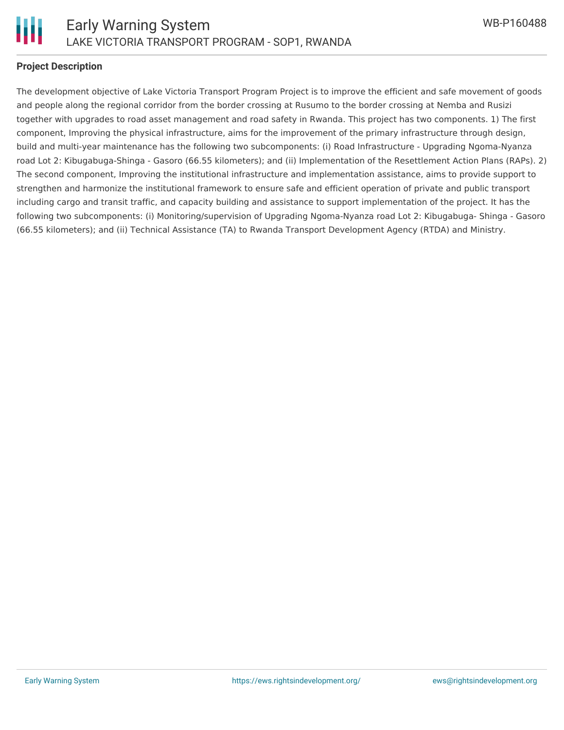**Project Description**

The development objective of Lake Victoria Transport Program Project is to improve the efficient and safe movement of goods and people along the regional corridor from the border crossing at Rusumo to the border crossing at Nemba and Rusizi together with upgrades to road asset management and road safety in Rwanda. This project has two components. 1) The first component, Improving the physical infrastructure, aims for the improvement of the primary infrastructure through design, build and multi-year maintenance has the following two subcomponents: (i) Road Infrastructure - Upgrading Ngoma-Nyanza road Lot 2: Kibugabuga-Shinga - Gasoro (66.55 kilometers); and (ii) Implementation of the Resettlement Action Plans (RAPs). 2) The second component, Improving the institutional infrastructure and implementation assistance, aims to provide support to strengthen and harmonize the institutional framework to ensure safe and efficient operation of private and public transport including cargo and transit traffic, and capacity building and assistance to support implementation of the project. It has the following two subcomponents: (i) Monitoring/supervision of Upgrading Ngoma-Nyanza road Lot 2: Kibugabuga- Shinga - Gasoro (66.55 kilometers); and (ii) Technical Assistance (TA) to Rwanda Transport Development Agency (RTDA) and Ministry.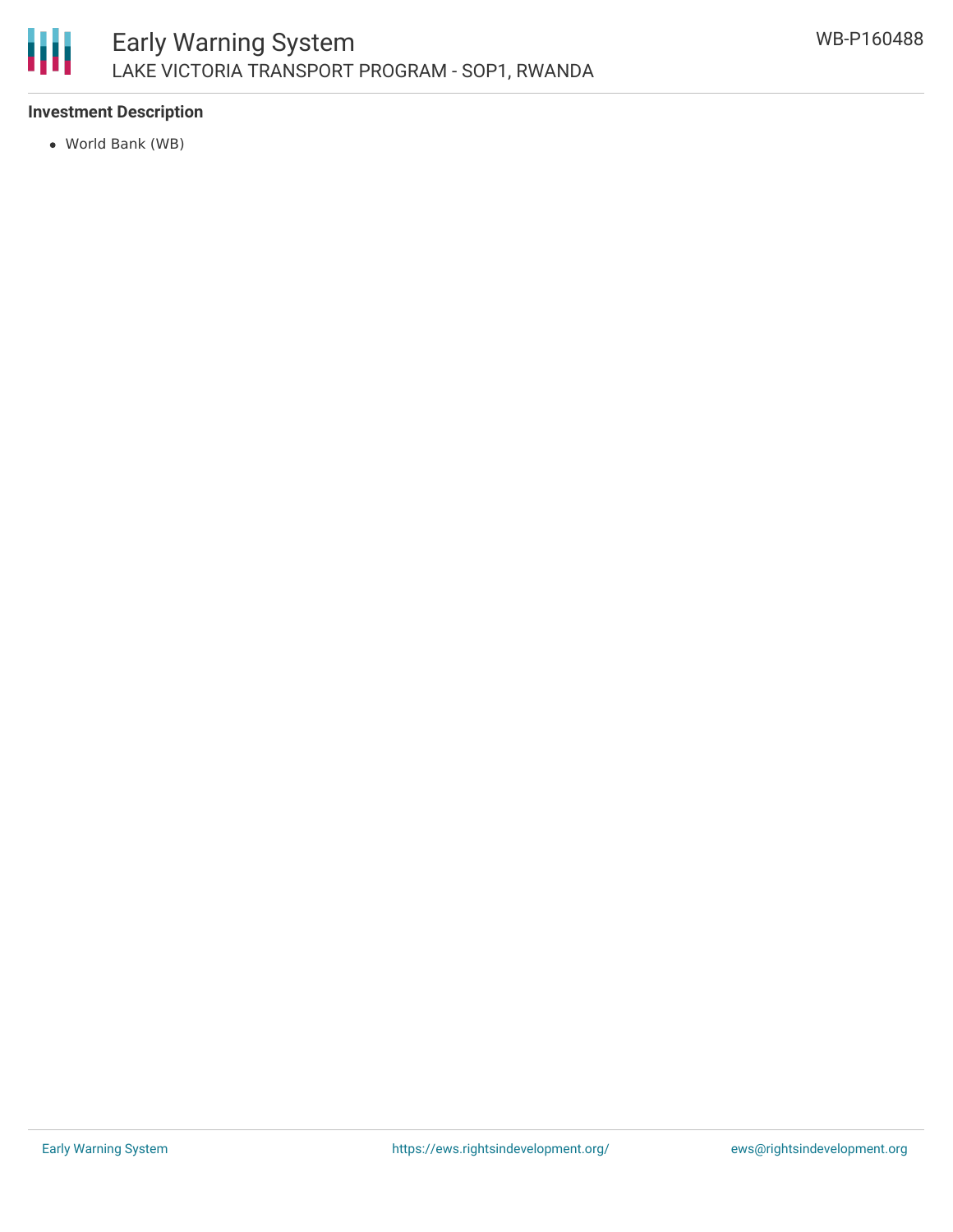### Investment Description

- World Bank (WB)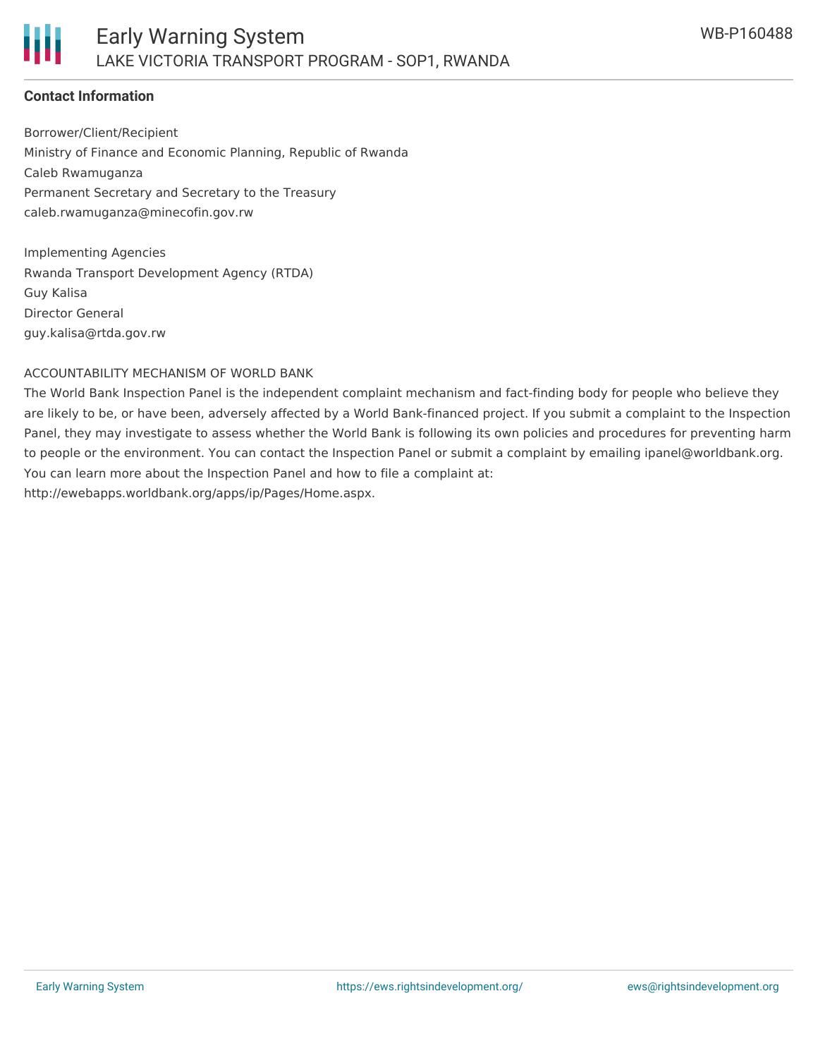**Contact Information**

Borrower/Client/Recipient
Ministry of Finance and Economic Planning, Republic of Rwanda
Caleb Rwamuganza
Permanent Secretary and Secretary to the Treasury
caleb.rwamuganza@minecofin.gov.rw

Implementing Agencies
Rwanda Transport Development Agency (RTDA)
Guy Kalisa
Director General
guy.kalisa@rtda.gov.rw

ACCOUNTABILITY MECHANISM OF WORLD BANK
The World Bank Inspection Panel is the independent complaint mechanism and fact-finding body for people who believe they are likely to be, or have been, adversely affected by a World Bank-financed project. If you submit a complaint to the Inspection Panel, they may investigate to assess whether the World Bank is following its own policies and procedures for preventing harm to people or the environment. You can contact the Inspection Panel or submit a complaint by emailing ipanel@worldbank.org. You can learn more about the Inspection Panel and how to file a complaint at: http://ewebapps.worldbank.org/apps/ip/Pages/Home.aspx.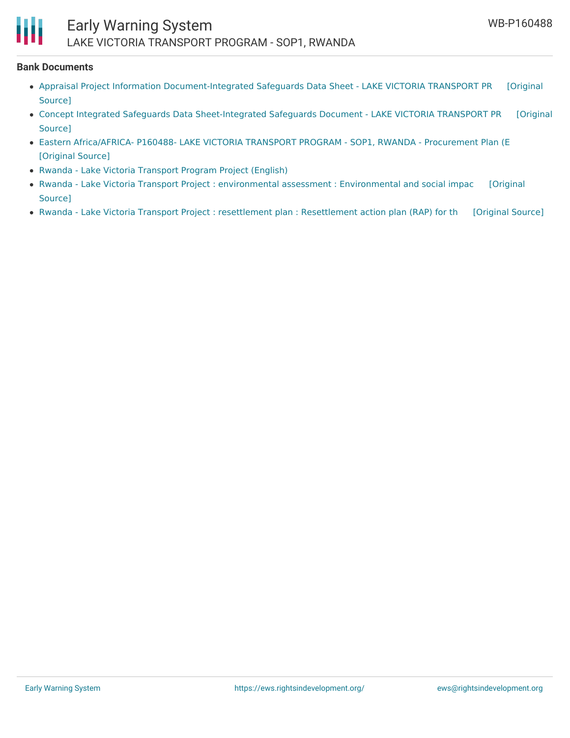**Bank Documents**

- Appraisal Project Information Document-Integrated Safeguards Data Sheet - LAKE VICTORIA TRANSPORT PR [Original Source]
- Concept Integrated Safeguards Data Sheet-Integrated Safeguards Document - LAKE VICTORIA TRANSPORT PR [Original Source]
- Eastern Africa/AFRICA- P160488- LAKE VICTORIA TRANSPORT PROGRAM - SOP1, RWANDA - Procurement Plan (E [Original Source]
- Rwanda - Lake Victoria Transport Program Project (English)
- Rwanda - Lake Victoria Transport Project : environmental assessment : Environmental and social impac [Original Source]
- Rwanda - Lake Victoria Transport Project : resettlement plan : Resettlement action plan (RAP) for th [Original Source]